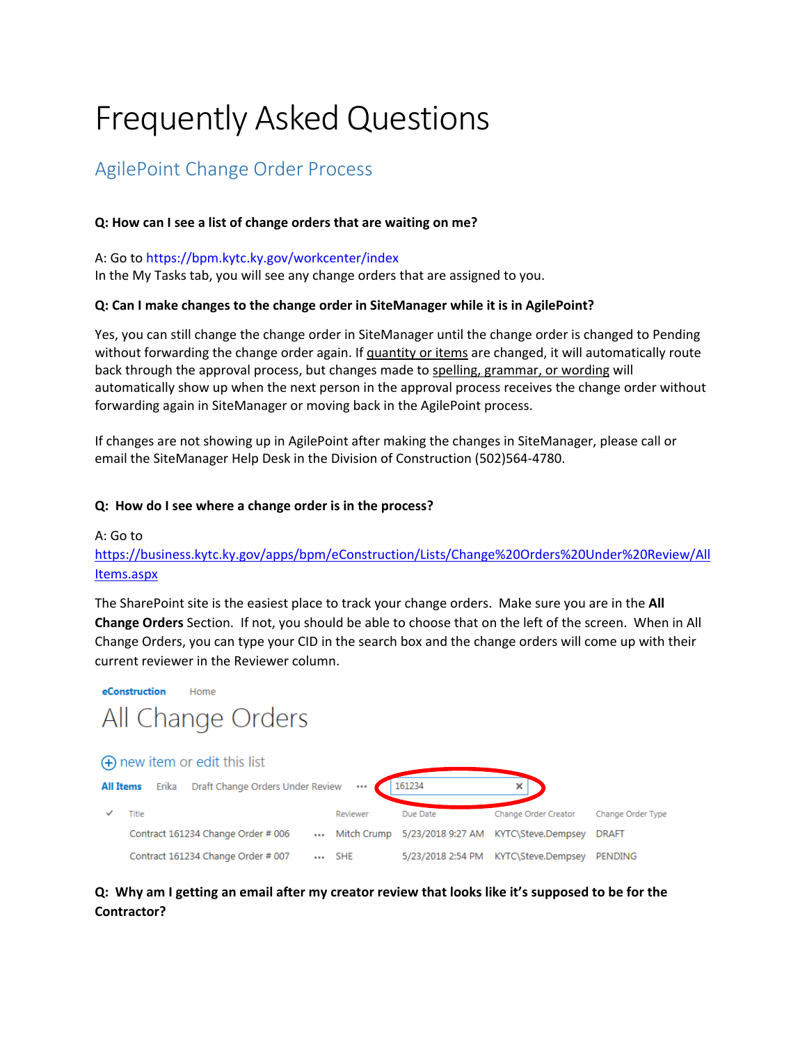# Frequently Asked Questions

## AgilePoint Change Order Process

**Q: How can I see a list of change orders that are waiting on me?**

A: Go to https://bpm.kytc.ky.gov/workcenter/index
In the My Tasks tab, you will see any change orders that are assigned to you.

**Q: Can I make changes to the change order in SiteManager while it is in AgilePoint?**

Yes, you can still change the change order in SiteManager until the change order is changed to Pending without forwarding the change order again. If quantity or items are changed, it will automatically route back through the approval process, but changes made to spelling, grammar, or wording will automatically show up when the next person in the approval process receives the change order without forwarding again in SiteManager or moving back in the AgilePoint process.

If changes are not showing up in AgilePoint after making the changes in SiteManager, please call or email the SiteManager Help Desk in the Division of Construction (502)564-4780.

**Q: How do I see where a change order is in the process?**

A: Go to
https://business.kytc.ky.gov/apps/bpm/eConstruction/Lists/Change%20Orders%20Under%20Review/AllItems.aspx

The SharePoint site is the easiest place to track your change orders. Make sure you are in the **All Change Orders** Section. If not, you should be able to choose that on the left of the screen. When in All Change Orders, you can type your CID in the search box and the change orders will come up with their current reviewer in the Reviewer column.

eConstruction Home

All Change Orders

new item or edit this list

All Items | Erika | Draft Change Orders Under Review | ... | 161234

| Title | Reviewer | Due Date | Change Order Creator | Change Order Type |
|---|---|---|---|---|
| Contract 161234 Change Order # 006 | Mitch Crump | 5/23/2018 9:27 AM | KYTC\Steve.Dempsey | DRAFT |
| Contract 161234 Change Order # 007 | SHE | 5/23/2018 2:54 PM | KYTC\Steve.Dempsey | PENDING |

**Q: Why am I getting an email after my creator review that looks like it's supposed to be for the Contractor?**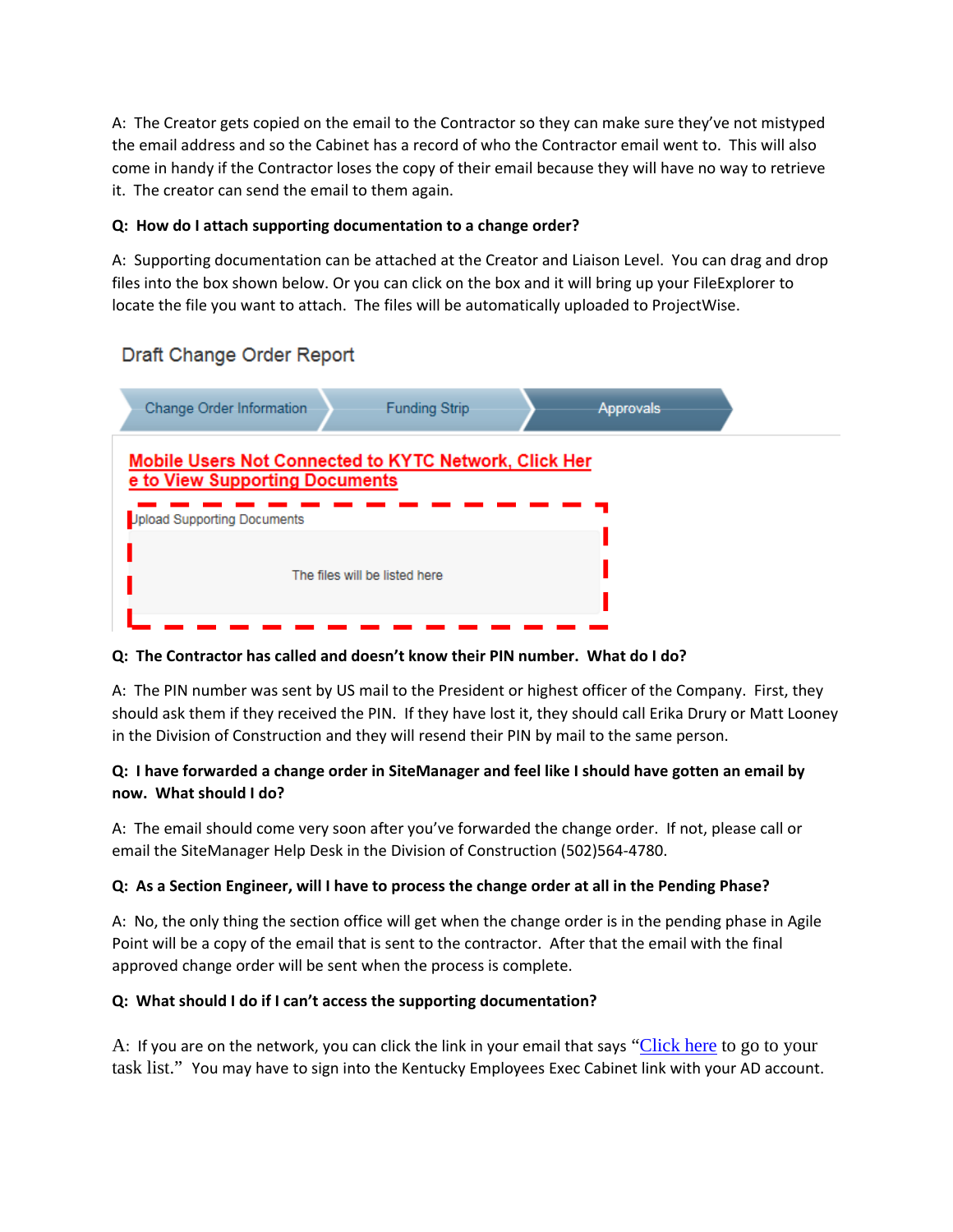A: The Creator gets copied on the email to the Contractor so they can make sure they've not mistyped the email address and so the Cabinet has a record of who the Contractor email went to. This will also come in handy if the Contractor loses the copy of their email because they will have no way to retrieve it. The creator can send the email to them again.

**Q: How do I attach supporting documentation to a change order?**

A: Supporting documentation can be attached at the Creator and Liaison Level. You can drag and drop files into the box shown below. Or you can click on the box and it will bring up your FileExplorer to locate the file you want to attach. The files will be automatically uploaded to ProjectWise.

Draft Change Order Report

Change Order Information | Funding Strip | Approvals

Mobile Users Not Connected to KYTC Network, Click Here to View Supporting Documents

Upload Supporting Documents

The files will be listed here

**Q: The Contractor has called and doesn't know their PIN number. What do I do?**

A: The PIN number was sent by US mail to the President or highest officer of the Company. First, they should ask them if they received the PIN. If they have lost it, they should call Erika Drury or Matt Looney in the Division of Construction and they will resend their PIN by mail to the same person.

**Q: I have forwarded a change order in SiteManager and feel like I should have gotten an email by now. What should I do?**

A: The email should come very soon after you've forwarded the change order. If not, please call or email the SiteManager Help Desk in the Division of Construction (502)564-4780.

**Q: As a Section Engineer, will I have to process the change order at all in the Pending Phase?**

A: No, the only thing the section office will get when the change order is in the pending phase in Agile Point will be a copy of the email that is sent to the contractor. After that the email with the final approved change order will be sent when the process is complete.

**Q: What should I do if I can't access the supporting documentation?**

A: If you are on the network, you can click the link in your email that says "Click here to go to your task list." You may have to sign into the Kentucky Employees Exec Cabinet link with your AD account.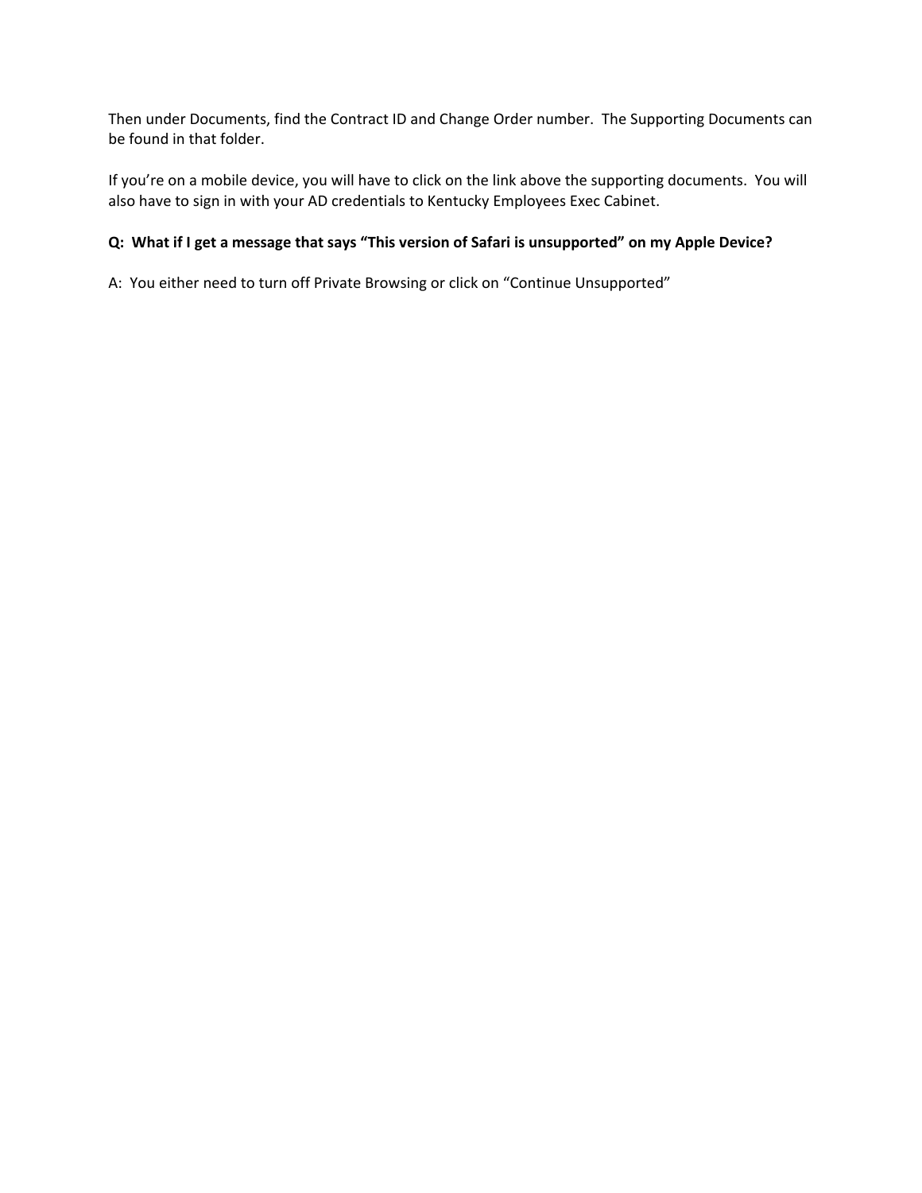Then under Documents, find the Contract ID and Change Order number. The Supporting Documents can be found in that folder.

If you're on a mobile device, you will have to click on the link above the supporting documents. You will also have to sign in with your AD credentials to Kentucky Employees Exec Cabinet.

**Q: What if I get a message that says "This version of Safari is unsupported" on my Apple Device?**

A: You either need to turn off Private Browsing or click on "Continue Unsupported"